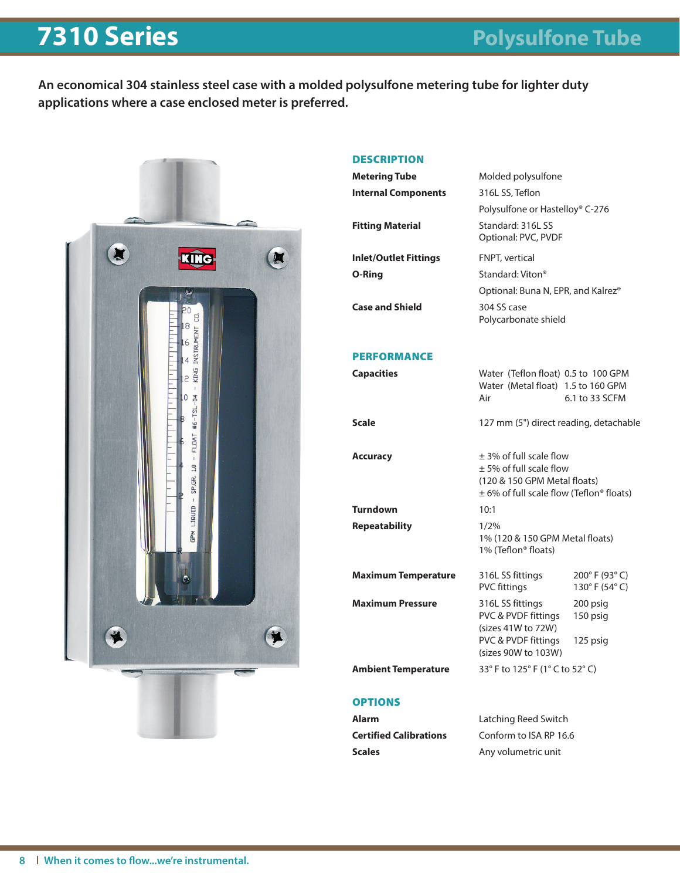# 7310 Series

## Polysulfone Tube

**An economical 304 stainless steel case with a molded polysulfone metering tube for lighter duty applications where a case enclosed meter is preferred.**

### DESCRIPTION

| | |
|---|---|
| **Metering Tube** | Molded polysulfone |
| **Internal Components** | 316L SS, Teflon |
| | Polysulfone or Hastelloy® C-276 |
| **Fitting Material** | Standard: 316L SS<br>Optional: PVC, PVDF |
| **Inlet/Outlet Fittings** | FNPT, vertical |
| **O-Ring** | Standard: Viton® |
| | Optional: Buna N, EPR, and Kalrez® |
| **Case and Shield** | 304 SS case<br>Polycarbonate shield |

### PERFORMANCE

| | | |
|---|---|---|
| **Capacities** | Water (Teflon float) | 0.5 to 100 GPM |
| | Water (Metal float) | 1.5 to 160 GPM |
| | Air | 6.1 to 33 SCFM |
| **Scale** | 127 mm (5") direct reading, detachable | |
| **Accuracy** | ± 3% of full scale flow<br>± 5% of full scale flow (120 & 150 GPM Metal floats)<br>± 6% of full scale flow (Teflon® floats) | |
| **Turndown** | 10:1 | |
| **Repeatability** | 1/2%<br>1% (120 & 150 GPM Metal floats)<br>1% (Teflon® floats) | |
| **Maximum Temperature** | 316L SS fittings | 200° F (93° C) |
| | PVC fittings | 130° F (54° C) |
| **Maximum Pressure** | 316L SS fittings | 200 psig |
| | PVC & PVDF fittings (sizes 41W to 72W) | 150 psig |
| | PVC & PVDF fittings (sizes 90W to 103W) | 125 psig |
| **Ambient Temperature** | 33° F to 125° F (1° C to 52° C) | |

### OPTIONS

| | |
|---|---|
| **Alarm** | Latching Reed Switch |
| **Certified Calibrations** | Conform to ISA RP 16.6 |
| **Scales** | Any volumetric unit |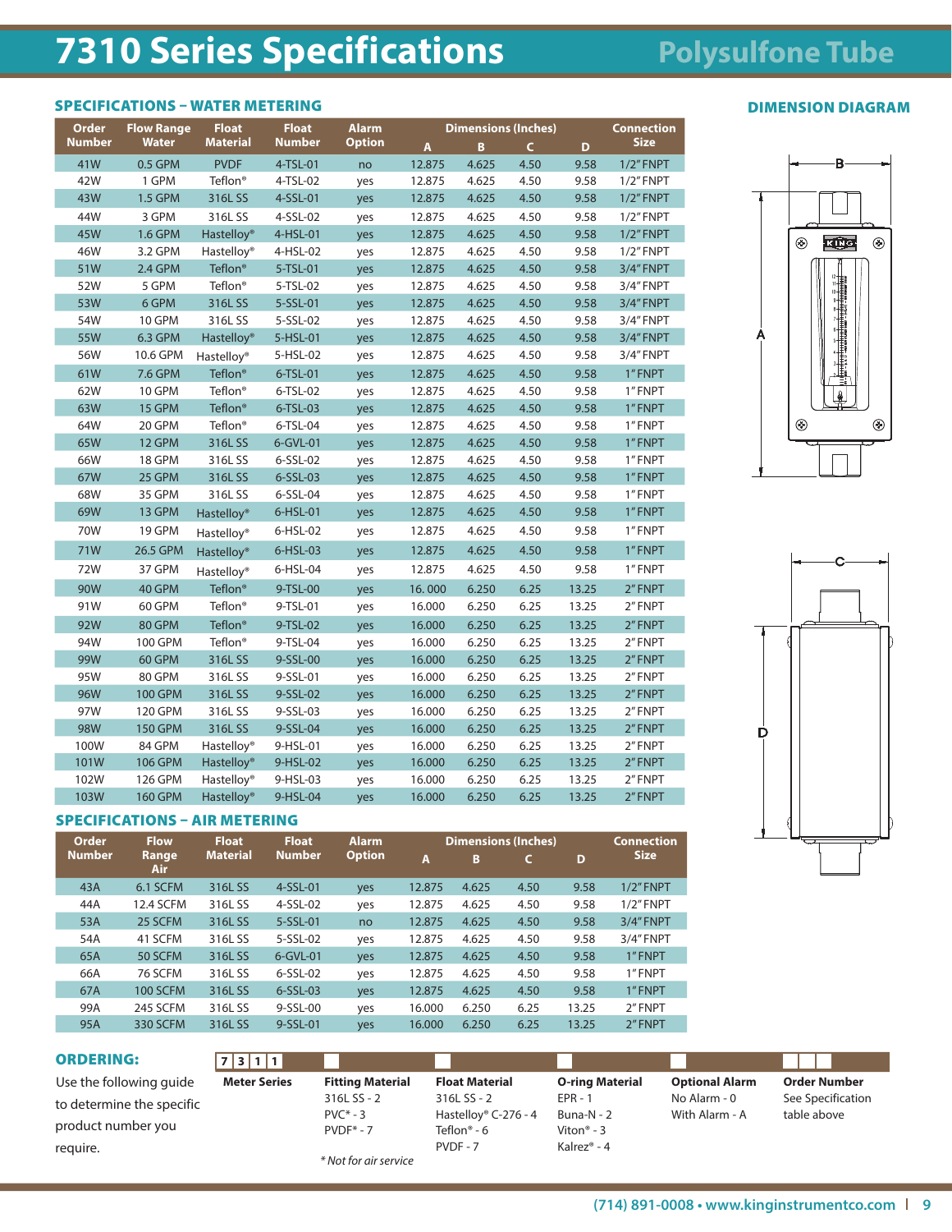# 7310 Series Specifications

Polysulfone Tube

## SPECIFICATIONS – WATER METERING

| Order Number | Flow Range Water | Float Material | Float Number | Alarm Option | Dimensions (Inches) A | B | C | D | Connection Size |
|---|---|---|---|---|---|---|---|---|---|
| 41W | 0.5 GPM | PVDF | 4-TSL-01 | no | 12.875 | 4.625 | 4.50 | 9.58 | 1/2" FNPT |
| 42W | 1 GPM | Teflon® | 4-TSL-02 | yes | 12.875 | 4.625 | 4.50 | 9.58 | 1/2" FNPT |
| 43W | 1.5 GPM | 316L SS | 4-SSL-01 | yes | 12.875 | 4.625 | 4.50 | 9.58 | 1/2" FNPT |
| 44W | 3 GPM | 316L SS | 4-SSL-02 | yes | 12.875 | 4.625 | 4.50 | 9.58 | 1/2" FNPT |
| 45W | 1.6 GPM | Hastelloy® | 4-HSL-01 | yes | 12.875 | 4.625 | 4.50 | 9.58 | 1/2" FNPT |
| 46W | 3.2 GPM | Hastelloy® | 4-HSL-02 | yes | 12.875 | 4.625 | 4.50 | 9.58 | 1/2" FNPT |
| 51W | 2.4 GPM | Teflon® | 5-TSL-01 | yes | 12.875 | 4.625 | 4.50 | 9.58 | 3/4" FNPT |
| 52W | 5 GPM | Teflon® | 5-TSL-02 | yes | 12.875 | 4.625 | 4.50 | 9.58 | 3/4" FNPT |
| 53W | 6 GPM | 316L SS | 5-SSL-01 | yes | 12.875 | 4.625 | 4.50 | 9.58 | 3/4" FNPT |
| 54W | 10 GPM | 316L SS | 5-SSL-02 | yes | 12.875 | 4.625 | 4.50 | 9.58 | 3/4" FNPT |
| 55W | 6.3 GPM | Hastelloy® | 5-HSL-01 | yes | 12.875 | 4.625 | 4.50 | 9.58 | 3/4" FNPT |
| 56W | 10.6 GPM | Hastelloy® | 5-HSL-02 | yes | 12.875 | 4.625 | 4.50 | 9.58 | 3/4" FNPT |
| 61W | 7.6 GPM | Teflon® | 6-TSL-01 | yes | 12.875 | 4.625 | 4.50 | 9.58 | 1" FNPT |
| 62W | 10 GPM | Teflon® | 6-TSL-02 | yes | 12.875 | 4.625 | 4.50 | 9.58 | 1" FNPT |
| 63W | 15 GPM | Teflon® | 6-TSL-03 | yes | 12.875 | 4.625 | 4.50 | 9.58 | 1" FNPT |
| 64W | 20 GPM | Teflon® | 6-TSL-04 | yes | 12.875 | 4.625 | 4.50 | 9.58 | 1" FNPT |
| 65W | 12 GPM | 316L SS | 6-GVL-01 | yes | 12.875 | 4.625 | 4.50 | 9.58 | 1" FNPT |
| 66W | 18 GPM | 316L SS | 6-SSL-02 | yes | 12.875 | 4.625 | 4.50 | 9.58 | 1" FNPT |
| 67W | 25 GPM | 316L SS | 6-SSL-03 | yes | 12.875 | 4.625 | 4.50 | 9.58 | 1" FNPT |
| 68W | 35 GPM | 316L SS | 6-SSL-04 | yes | 12.875 | 4.625 | 4.50 | 9.58 | 1" FNPT |
| 69W | 13 GPM | Hastelloy® | 6-HSL-01 | yes | 12.875 | 4.625 | 4.50 | 9.58 | 1" FNPT |
| 70W | 19 GPM | Hastelloy® | 6-HSL-02 | yes | 12.875 | 4.625 | 4.50 | 9.58 | 1" FNPT |
| 71W | 26.5 GPM | Hastelloy® | 6-HSL-03 | yes | 12.875 | 4.625 | 4.50 | 9.58 | 1" FNPT |
| 72W | 37 GPM | Hastelloy® | 6-HSL-04 | yes | 12.875 | 4.625 | 4.50 | 9.58 | 1" FNPT |
| 90W | 40 GPM | Teflon® | 9-TSL-00 | yes | 16. 000 | 6.250 | 6.25 | 13.25 | 2" FNPT |
| 91W | 60 GPM | Teflon® | 9-TSL-01 | yes | 16.000 | 6.250 | 6.25 | 13.25 | 2" FNPT |
| 92W | 80 GPM | Teflon® | 9-TSL-02 | yes | 16.000 | 6.250 | 6.25 | 13.25 | 2" FNPT |
| 94W | 100 GPM | Teflon® | 9-TSL-04 | yes | 16.000 | 6.250 | 6.25 | 13.25 | 2" FNPT |
| 99W | 60 GPM | 316L SS | 9-SSL-00 | yes | 16.000 | 6.250 | 6.25 | 13.25 | 2" FNPT |
| 95W | 80 GPM | 316L SS | 9-SSL-01 | yes | 16.000 | 6.250 | 6.25 | 13.25 | 2" FNPT |
| 96W | 100 GPM | 316L SS | 9-SSL-02 | yes | 16.000 | 6.250 | 6.25 | 13.25 | 2" FNPT |
| 97W | 120 GPM | 316L SS | 9-SSL-03 | yes | 16.000 | 6.250 | 6.25 | 13.25 | 2" FNPT |
| 98W | 150 GPM | 316L SS | 9-SSL-04 | yes | 16.000 | 6.250 | 6.25 | 13.25 | 2" FNPT |
| 100W | 84 GPM | Hastelloy® | 9-HSL-01 | yes | 16.000 | 6.250 | 6.25 | 13.25 | 2" FNPT |
| 101W | 106 GPM | Hastelloy® | 9-HSL-02 | yes | 16.000 | 6.250 | 6.25 | 13.25 | 2" FNPT |
| 102W | 126 GPM | Hastelloy® | 9-HSL-03 | yes | 16.000 | 6.250 | 6.25 | 13.25 | 2" FNPT |
| 103W | 160 GPM | Hastelloy® | 9-HSL-04 | yes | 16.000 | 6.250 | 6.25 | 13.25 | 2" FNPT |

## SPECIFICATIONS – AIR METERING

| Order Number | Flow Range Air | Float Material | Float Number | Alarm Option | Dimensions (Inches) A | B | C | D | Connection Size |
|---|---|---|---|---|---|---|---|---|---|
| 43A | 6.1 SCFM | 316L SS | 4-SSL-01 | yes | 12.875 | 4.625 | 4.50 | 9.58 | 1/2" FNPT |
| 44A | 12.4 SCFM | 316L SS | 4-SSL-02 | yes | 12.875 | 4.625 | 4.50 | 9.58 | 1/2" FNPT |
| 53A | 25 SCFM | 316L SS | 5-SSL-01 | no | 12.875 | 4.625 | 4.50 | 9.58 | 3/4" FNPT |
| 54A | 41 SCFM | 316L SS | 5-SSL-02 | yes | 12.875 | 4.625 | 4.50 | 9.58 | 3/4" FNPT |
| 65A | 50 SCFM | 316L SS | 6-GVL-01 | yes | 12.875 | 4.625 | 4.50 | 9.58 | 1" FNPT |
| 66A | 76 SCFM | 316L SS | 6-SSL-02 | yes | 12.875 | 4.625 | 4.50 | 9.58 | 1" FNPT |
| 67A | 100 SCFM | 316L SS | 6-SSL-03 | yes | 12.875 | 4.625 | 4.50 | 9.58 | 1" FNPT |
| 99A | 245 SCFM | 316L SS | 9-SSL-00 | yes | 16.000 | 6.250 | 6.25 | 13.25 | 2" FNPT |
| 95A | 330 SCFM | 316L SS | 9-SSL-01 | yes | 16.000 | 6.250 | 6.25 | 13.25 | 2" FNPT |

## DIMENSION DIAGRAM

B

A

C

D

## ORDERING:

Use the following guide to determine the specific product number you require.

| 7 3 1 1 | ☐ | ☐ | ☐ | ☐ | ☐☐☐ |
|---|---|---|---|---|---|
| **Meter Series** | **Fitting Material** | **Float Material** | **O-ring Material** | **Optional Alarm** | **Order Number** |
| | 316L SS - 2 | 316L SS - 2 | EPR - 1 | No Alarm - 0 | See Specification table above |
| | PVC* - 3 | Hastelloy® C-276 - 4 | Buna-N - 2 | With Alarm - A | |
| | PVDF* - 7 | Teflon® - 6 | Viton® - 3 | | |
| | | PVDF - 7 | Kalrez® - 4 | | |

*\* Not for air service*

(714) 891-0008 • www.kinginstrumentco.com